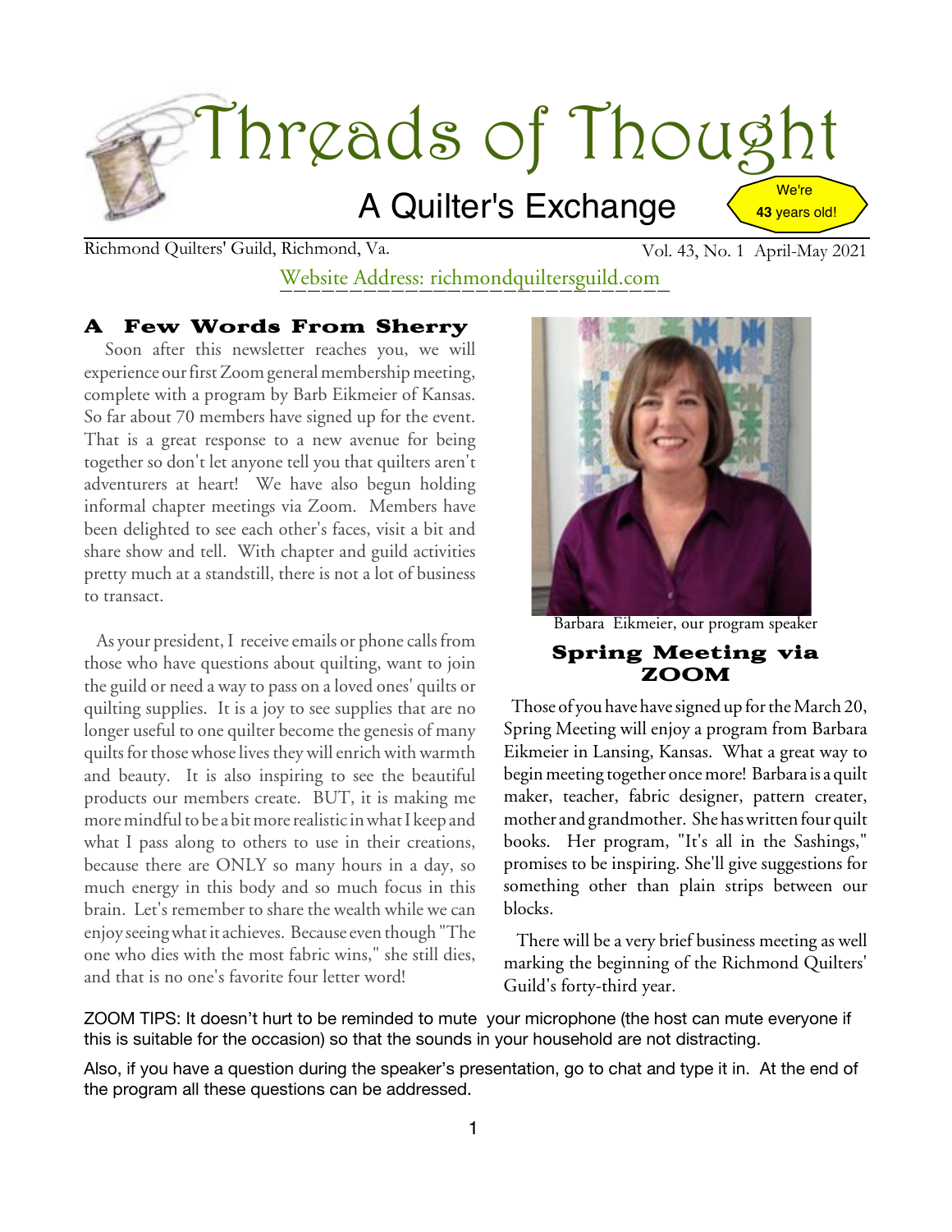# Threads of Thought

## A Quilter's Exchange

We're **43** years old!

Richmond Quilters' Guild, Richmond, Va. Vol. 43, No. 1 April-May 2021

Website Address: richmondquiltersguild.com

### A Few Words From Sherry

Soon after this newsletter reaches you, we will experience our first Zoom general membership meeting, complete with a program by Barb Eikmeier of Kansas. So far about 70 members have signed up for the event. That is a great response to a new avenue for being together so don't let anyone tell you that quilters aren't adventurers at heart! We have also begun holding informal chapter meetings via Zoom. Members have been delighted to see each other's faces, visit a bit and share show and tell. With chapter and guild activities pretty much at a standstill, there is not a lot of business to transact.

As your president, I receive emails or phone calls from those who have questions about quilting, want to join the guild or need a way to pass on a loved ones' quilts or quilting supplies. It is a joy to see supplies that are no longer useful to one quilter become the genesis of many quilts for those whose lives they will enrich with warmth and beauty. It is also inspiring to see the beautiful products our members create. BUT, it is making me more mindful to be a bit more realistic in what I keep and what I pass along to others to use in their creations, because there are ONLY so many hours in a day, so much energy in this body and so much focus in this brain. Let's remember to share the wealth while we can enjoy seeing what it achieves. Because even though "The one who dies with the most fabric wins," she still dies, and that is no one's favorite four letter word!

Barbara Eikmeier, our program speaker

### Spring Meeting via ZOOM

Those of you have have signed up for the March 20, Spring Meeting will enjoy a program from Barbara Eikmeier in Lansing, Kansas. What a great way to begin meeting together once more! Barbara is a quilt maker, teacher, fabric designer, pattern creater, mother and grandmother. She has written four quilt books. Her program, "It's all in the Sashings," promises to be inspiring. She'll give suggestions for something other than plain strips between our blocks.

There will be a very brief business meeting as well marking the beginning of the Richmond Quilters' Guild's forty-third year.

ZOOM TIPS: It doesn't hurt to be reminded to mute your microphone (the host can mute everyone if this is suitable for the occasion) so that the sounds in your household are not distracting.

Also, if you have a question during the speaker's presentation, go to chat and type it in. At the end of the program all these questions can be addressed.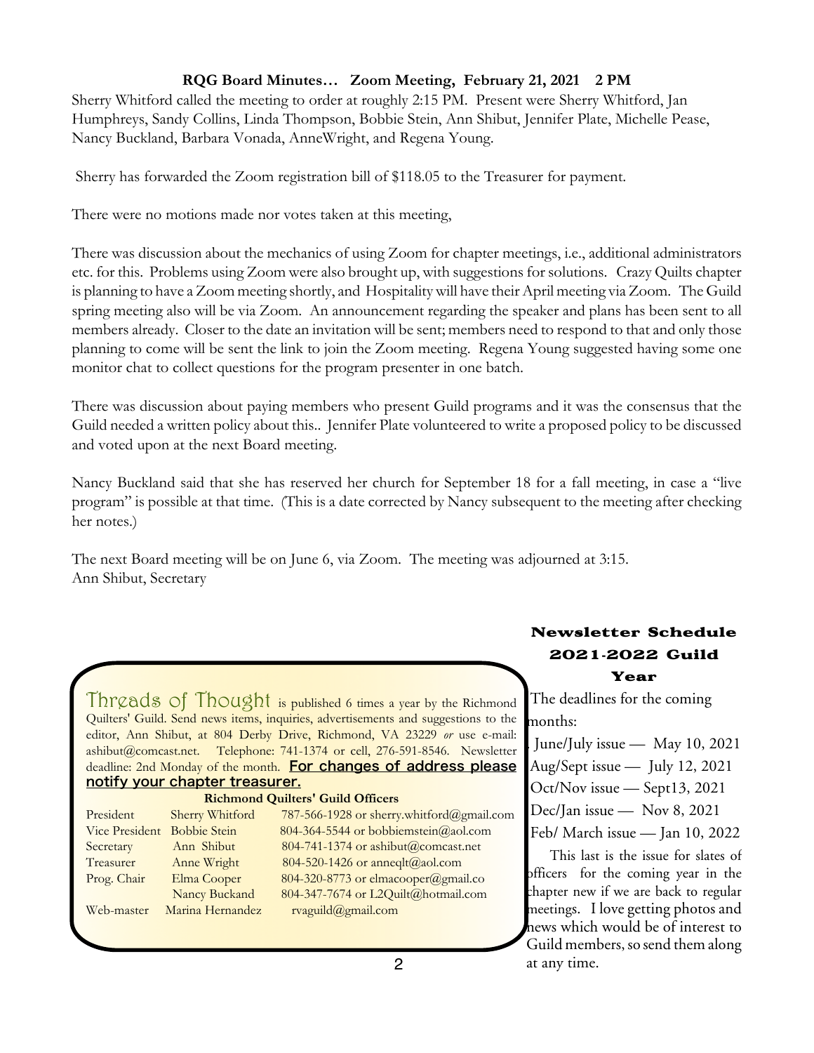## RQG Board Minutes… Zoom Meeting, February 21, 2021 2 PM

Sherry Whitford called the meeting to order at roughly 2:15 PM. Present were Sherry Whitford, Jan Humphreys, Sandy Collins, Linda Thompson, Bobbie Stein, Ann Shibut, Jennifer Plate, Michelle Pease, Nancy Buckland, Barbara Vonada, AnneWright, and Regena Young.

Sherry has forwarded the Zoom registration bill of $118.05 to the Treasurer for payment.

There were no motions made nor votes taken at this meeting,

There was discussion about the mechanics of using Zoom for chapter meetings, i.e., additional administrators etc. for this. Problems using Zoom were also brought up, with suggestions for solutions. Crazy Quilts chapter is planning to have a Zoom meeting shortly, and Hospitality will have their April meeting via Zoom. The Guild spring meeting also will be via Zoom. An announcement regarding the speaker and plans has been sent to all members already. Closer to the date an invitation will be sent; members need to respond to that and only those planning to come will be sent the link to join the Zoom meeting. Regena Young suggested having some one monitor chat to collect questions for the program presenter in one batch.

There was discussion about paying members who present Guild programs and it was the consensus that the Guild needed a written policy about this.. Jennifer Plate volunteered to write a proposed policy to be discussed and voted upon at the next Board meeting.

Nancy Buckland said that she has reserved her church for September 18 for a fall meeting, in case a "live program" is possible at that time. (This is a date corrected by Nancy subsequent to the meeting after checking her notes.)

The next Board meeting will be on June 6, via Zoom. The meeting was adjourned at 3:15.
Ann Shibut, Secretary

**Threads of Thought** is published 6 times a year by the Richmond Quilters' Guild. Send news items, inquiries, advertisements and suggestions to the editor, Ann Shibut, at 804 Derby Drive, Richmond, VA 23229 *or* use e-mail: ashibut@comcast.net. Telephone: 741-1374 or cell, 276-591-8546. Newsletter deadline: 2nd Monday of the month. **For changes of address please notify your chapter treasurer.**

**Richmond Quilters' Guild Officers**

| | | |
|---|---|---|
| President | Sherry Whitford | 787-566-1928 or sherry.whitford@gmail.com |
| Vice President | Bobbie Stein | 804-364-5544 or bobbiemstein@aol.com |
| Secretary | Ann Shibut | 804-741-1374 or ashibut@comcast.net |
| Treasurer | Anne Wright | 804-520-1426 or anneqlt@aol.com |
| Prog. Chair | Elma Cooper | 804-320-8773 or elmacooper@gmail.co |
| | Nancy Buckand | 804-347-7674 or L2Quilt@hotmail.com |
| Web-master | Marina Hernandez | rvaguild@gmail.com |

## Newsletter Schedule 2021-2022 Guild Year

The deadlines for the coming months:

- June/July issue — May 10, 2021
- Aug/Sept issue — July 12, 2021
- Oct/Nov issue — Sept13, 2021
- Dec/Jan issue — Nov 8, 2021
- Feb/ March issue — Jan 10, 2022

This last is the issue for slates of officers for the coming year in the chapter new if we are back to regular meetings. I love getting photos and news which would be of interest to Guild members, so send them along at any time.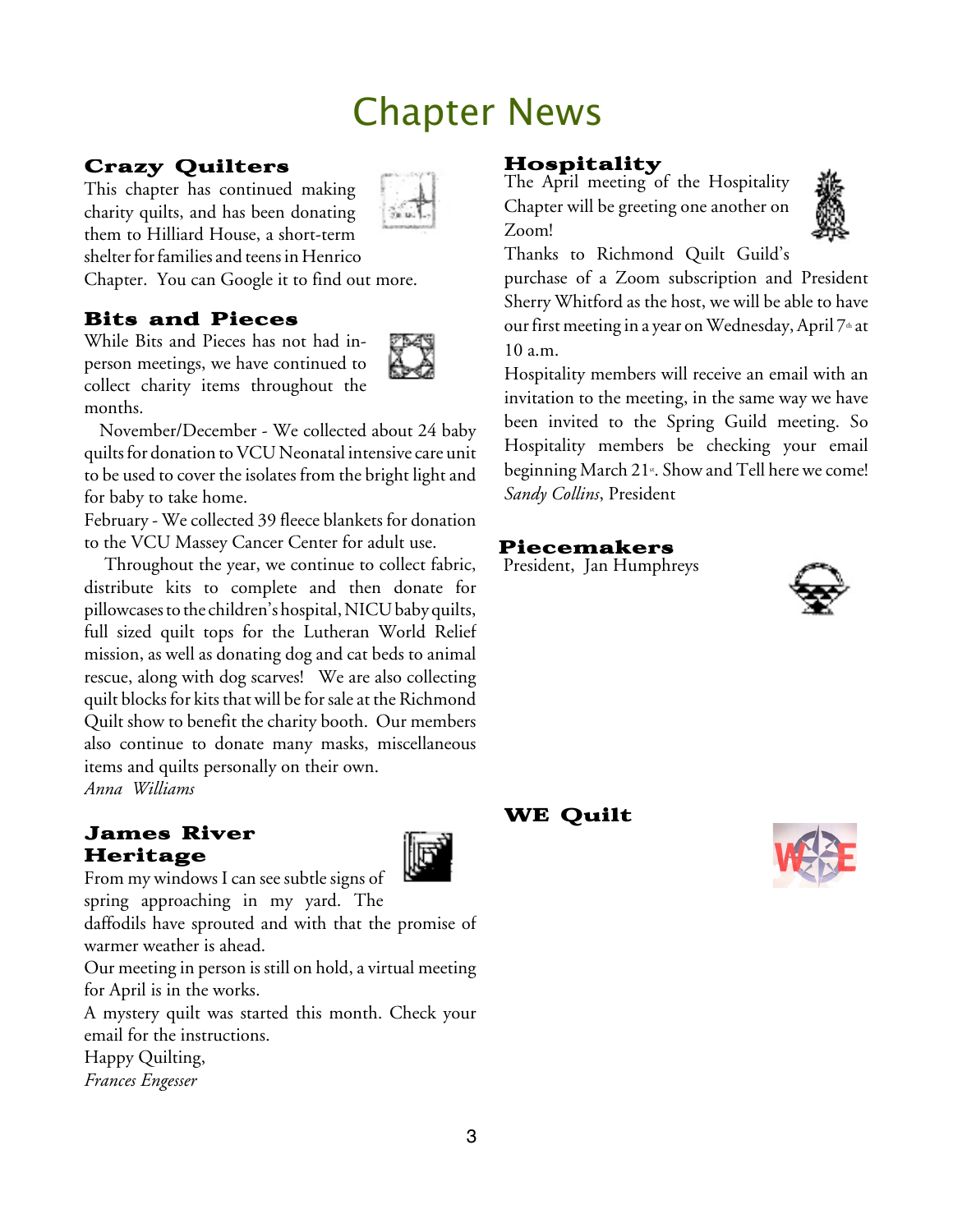# Chapter News

## Crazy Quilters

This chapter has continued making charity quilts, and has been donating them to Hilliard House, a short-term shelter for families and teens in Henrico Chapter. You can Google it to find out more.

## Bits and Pieces

While Bits and Pieces has not had in-person meetings, we have continued to collect charity items throughout the months.

November/December - We collected about 24 baby quilts for donation to VCU Neonatal intensive care unit to be used to cover the isolates from the bright light and for baby to take home.

February - We collected 39 fleece blankets for donation to the VCU Massey Cancer Center for adult use.

Throughout the year, we continue to collect fabric, distribute kits to complete and then donate for pillowcases to the children's hospital, NICU baby quilts, full sized quilt tops for the Lutheran World Relief mission, as well as donating dog and cat beds to animal rescue, along with dog scarves! We are also collecting quilt blocks for kits that will be for sale at the Richmond Quilt show to benefit the charity booth. Our members also continue to donate many masks, miscellaneous items and quilts personally on their own.

*Anna Williams*

## James River Heritage

From my windows I can see subtle signs of spring approaching in my yard. The daffodils have sprouted and with that the promise of warmer weather is ahead.

Our meeting in person is still on hold, a virtual meeting for April is in the works.

A mystery quilt was started this month. Check your email for the instructions.

Happy Quilting,

*Frances Engesser*

## Hospitality

The April meeting of the Hospitality Chapter will be greeting one another on Zoom!

Thanks to Richmond Quilt Guild's purchase of a Zoom subscription and President Sherry Whitford as the host, we will be able to have our first meeting in a year on Wednesday, April 7th at 10 a.m.

Hospitality members will receive an email with an invitation to the meeting, in the same way we have been invited to the Spring Guild meeting. So Hospitality members be checking your email beginning March 21st. Show and Tell here we come!

*Sandy Collins*, President

## Piecemakers

President, Jan Humphreys

## WE Quilt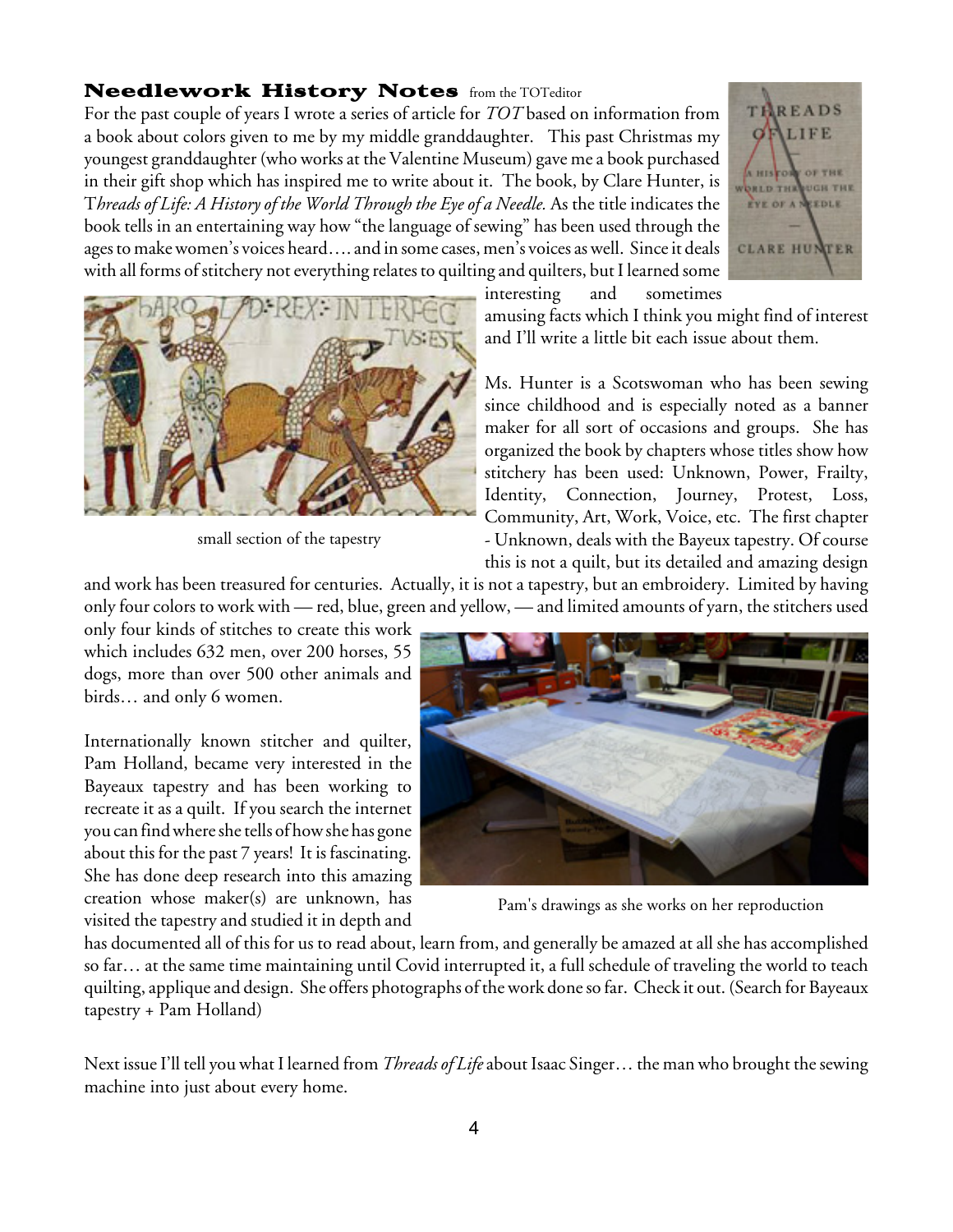## Needlework History Notes from the TOTeditor

For the past couple of years I wrote a series of article for *TOT* based on information from a book about colors given to me by my middle granddaughter. This past Christmas my youngest granddaughter (who works at the Valentine Museum) gave me a book purchased in their gift shop which has inspired me to write about it. The book, by Clare Hunter, is *Threads of Life: A History of the World Through the Eye of a Needle.* As the title indicates the book tells in an entertaining way how "the language of sewing" has been used through the ages to make women's voices heard…. and in some cases, men's voices as well. Since it deals with all forms of stitchery not everything relates to quilting and quilters, but I learned some interesting and sometimes amusing facts which I think you might find of interest and I'll write a little bit each issue about them.

small section of the tapestry

Ms. Hunter is a Scotswoman who has been sewing since childhood and is especially noted as a banner maker for all sort of occasions and groups. She has organized the book by chapters whose titles show how stitchery has been used: Unknown, Power, Frailty, Identity, Connection, Journey, Protest, Loss, Community, Art, Work, Voice, etc. The first chapter - Unknown, deals with the Bayeux tapestry. Of course this is not a quilt, but its detailed and amazing design and work has been treasured for centuries. Actually, it is not a tapestry, but an embroidery. Limited by having only four colors to work with — red, blue, green and yellow, — and limited amounts of yarn, the stitchers used only four kinds of stitches to create this work which includes 632 men, over 200 horses, 55 dogs, more than over 500 other animals and birds… and only 6 women.

Internationally known stitcher and quilter, Pam Holland, became very interested in the Bayeaux tapestry and has been working to recreate it as a quilt. If you search the internet you can find where she tells of how she has gone about this for the past 7 years! It is fascinating. She has done deep research into this amazing creation whose maker(s) are unknown, has visited the tapestry and studied it in depth and has documented all of this for us to read about, learn from, and generally be amazed at all she has accomplished so far… at the same time maintaining until Covid interrupted it, a full schedule of traveling the world to teach quilting, applique and design. She offers photographs of the work done so far. Check it out. (Search for Bayeaux tapestry + Pam Holland)

Pam's drawings as she works on her reproduction

Next issue I'll tell you what I learned from *Threads of Life* about Isaac Singer… the man who brought the sewing machine into just about every home.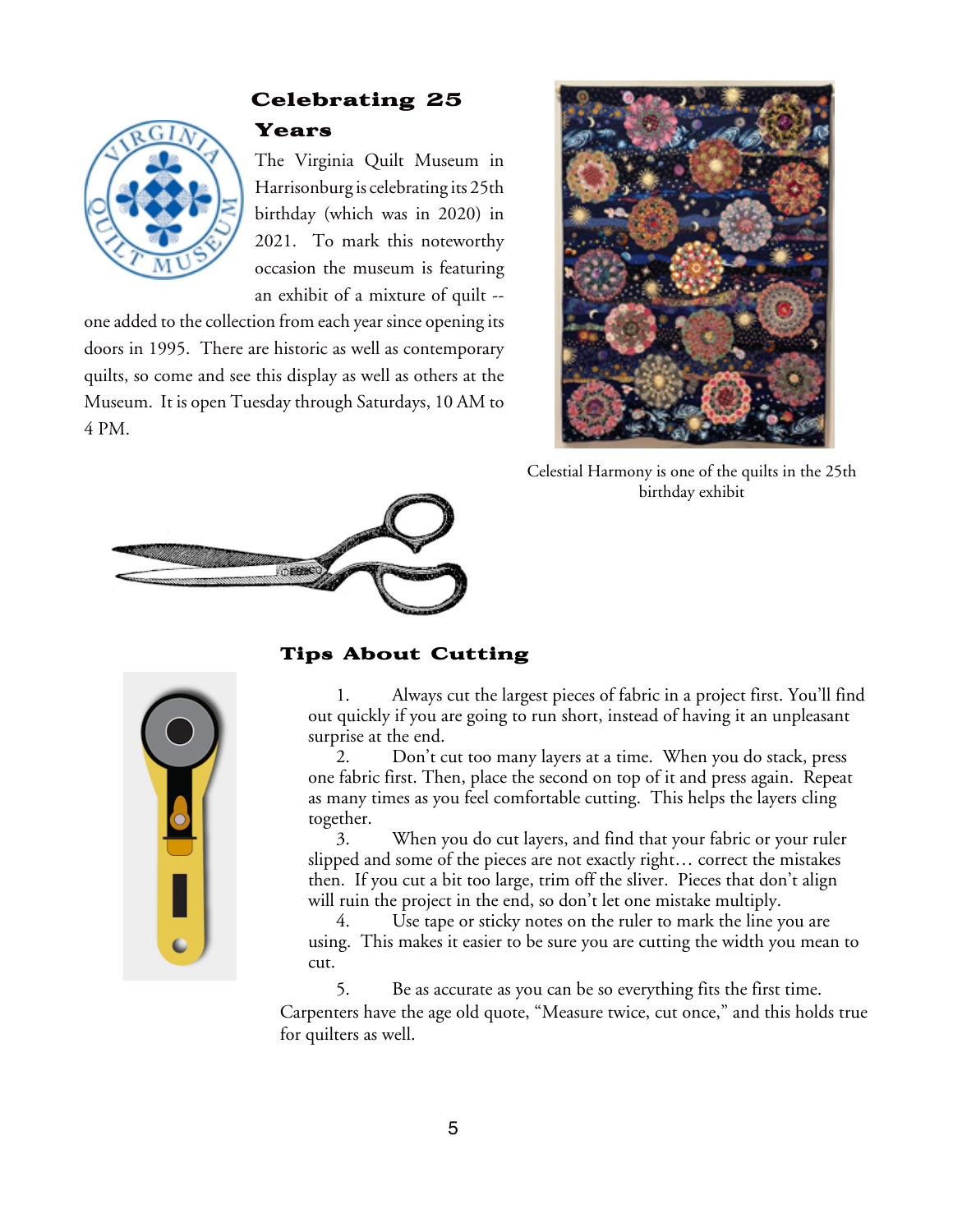## Celebrating 25 Years

The Virginia Quilt Museum in Harrisonburg is celebrating its 25th birthday (which was in 2020) in 2021. To mark this noteworthy occasion the museum is featuring an exhibit of a mixture of quilt -- one added to the collection from each year since opening its doors in 1995. There are historic as well as contemporary quilts, so come and see this display as well as others at the Museum. It is open Tuesday through Saturdays, 10 AM to 4 PM.

Celestial Harmony is one of the quilts in the 25th birthday exhibit

## Tips About Cutting

1. Always cut the largest pieces of fabric in a project first. You'll find out quickly if you are going to run short, instead of having it an unpleasant surprise at the end.
2. Don't cut too many layers at a time. When you do stack, press one fabric first. Then, place the second on top of it and press again. Repeat as many times as you feel comfortable cutting. This helps the layers cling together.
3. When you do cut layers, and find that your fabric or your ruler slipped and some of the pieces are not exactly right… correct the mistakes then. If you cut a bit too large, trim off the sliver. Pieces that don't align will ruin the project in the end, so don't let one mistake multiply.
4. Use tape or sticky notes on the ruler to mark the line you are using. This makes it easier to be sure you are cutting the width you mean to cut.
5. Be as accurate as you can be so everything fits the first time. Carpenters have the age old quote, "Measure twice, cut once," and this holds true for quilters as well.